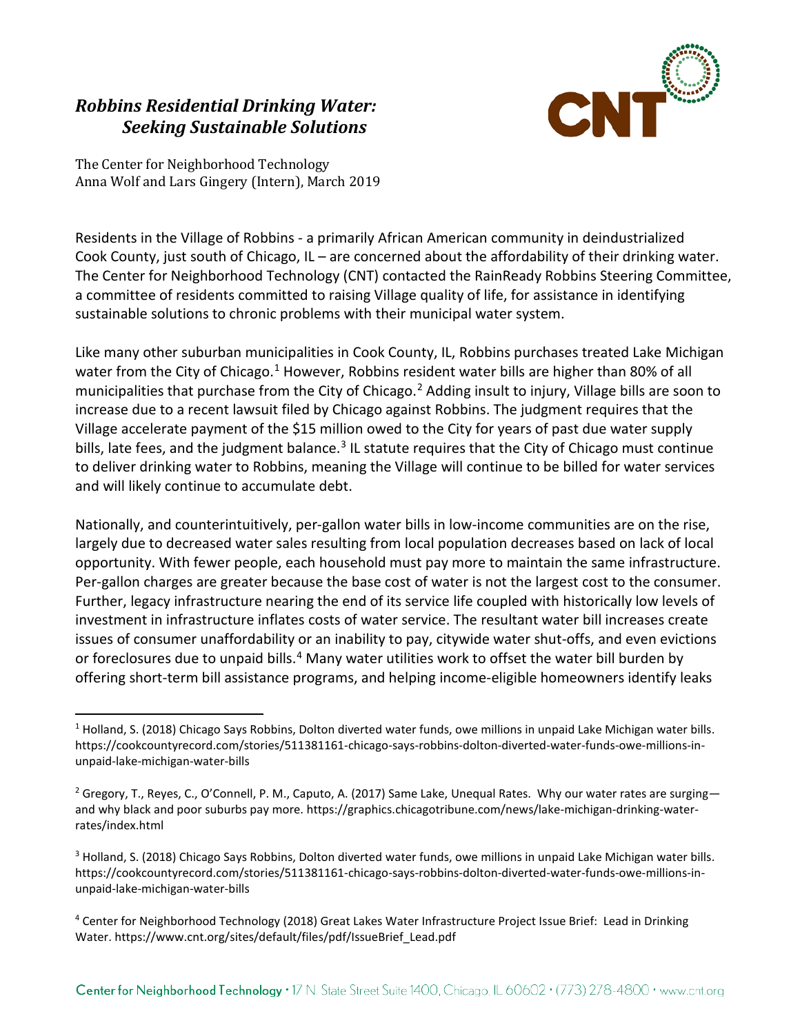# *Robbins Residential Drinking Water: Seeking Sustainable Solutions*

The Center for Neighborhood Technology
Anna Wolf and Lars Gingery (Intern), March 2019

Residents in the Village of Robbins - a primarily African American community in deindustrialized Cook County, just south of Chicago, IL – are concerned about the affordability of their drinking water. The Center for Neighborhood Technology (CNT) contacted the RainReady Robbins Steering Committee, a committee of residents committed to raising Village quality of life, for assistance in identifying sustainable solutions to chronic problems with their municipal water system.

Like many other suburban municipalities in Cook County, IL, Robbins purchases treated Lake Michigan water from the City of Chicago.[1] However, Robbins resident water bills are higher than 80% of all municipalities that purchase from the City of Chicago.[2] Adding insult to injury, Village bills are soon to increase due to a recent lawsuit filed by Chicago against Robbins. The judgment requires that the Village accelerate payment of the $15 million owed to the City for years of past due water supply bills, late fees, and the judgment balance.[3] IL statute requires that the City of Chicago must continue to deliver drinking water to Robbins, meaning the Village will continue to be billed for water services and will likely continue to accumulate debt.

Nationally, and counterintuitively, per-gallon water bills in low-income communities are on the rise, largely due to decreased water sales resulting from local population decreases based on lack of local opportunity. With fewer people, each household must pay more to maintain the same infrastructure. Per-gallon charges are greater because the base cost of water is not the largest cost to the consumer. Further, legacy infrastructure nearing the end of its service life coupled with historically low levels of investment in infrastructure inflates costs of water service. The resultant water bill increases create issues of consumer unaffordability or an inability to pay, citywide water shut-offs, and even evictions or foreclosures due to unpaid bills.[4] Many water utilities work to offset the water bill burden by offering short-term bill assistance programs, and helping income-eligible homeowners identify leaks

---

[1] Holland, S. (2018) Chicago Says Robbins, Dolton diverted water funds, owe millions in unpaid Lake Michigan water bills. https://cookcountyrecord.com/stories/511381161-chicago-says-robbins-dolton-diverted-water-funds-owe-millions-in-unpaid-lake-michigan-water-bills

[2] Gregory, T., Reyes, C., O'Connell, P. M., Caputo, A. (2017) Same Lake, Unequal Rates. Why our water rates are surging—and why black and poor suburbs pay more. https://graphics.chicagotribune.com/news/lake-michigan-drinking-water-rates/index.html

[3] Holland, S. (2018) Chicago Says Robbins, Dolton diverted water funds, owe millions in unpaid Lake Michigan water bills. https://cookcountyrecord.com/stories/511381161-chicago-says-robbins-dolton-diverted-water-funds-owe-millions-in-unpaid-lake-michigan-water-bills

[4] Center for Neighborhood Technology (2018) Great Lakes Water Infrastructure Project Issue Brief: Lead in Drinking Water. https://www.cnt.org/sites/default/files/pdf/IssueBrief_Lead.pdf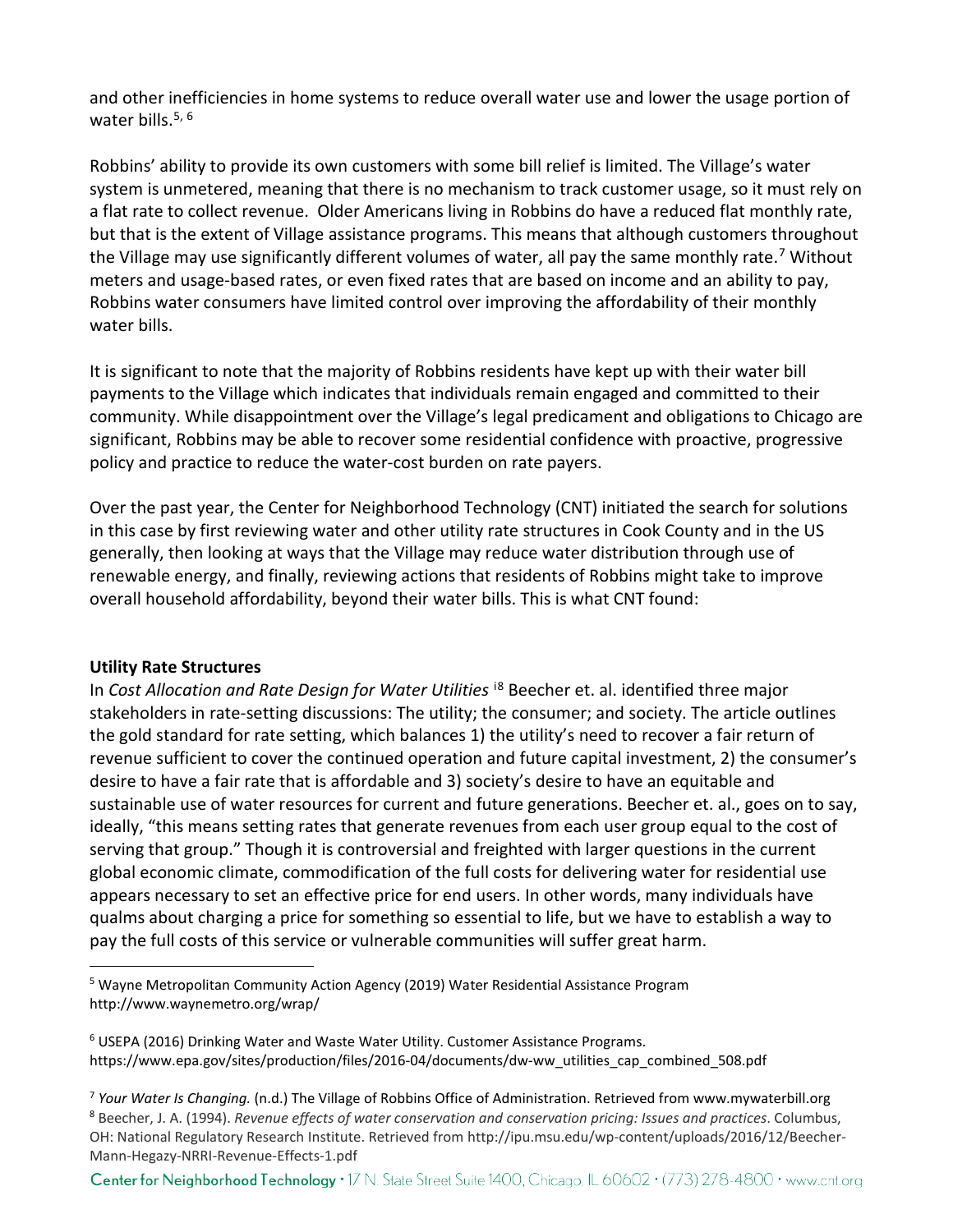and other inefficiencies in home systems to reduce overall water use and lower the usage portion of water bills.[5, 6]

Robbins' ability to provide its own customers with some bill relief is limited. The Village's water system is unmetered, meaning that there is no mechanism to track customer usage, so it must rely on a flat rate to collect revenue. Older Americans living in Robbins do have a reduced flat monthly rate, but that is the extent of Village assistance programs. This means that although customers throughout the Village may use significantly different volumes of water, all pay the same monthly rate.[7] Without meters and usage-based rates, or even fixed rates that are based on income and an ability to pay, Robbins water consumers have limited control over improving the affordability of their monthly water bills.

It is significant to note that the majority of Robbins residents have kept up with their water bill payments to the Village which indicates that individuals remain engaged and committed to their community. While disappointment over the Village's legal predicament and obligations to Chicago are significant, Robbins may be able to recover some residential confidence with proactive, progressive policy and practice to reduce the water-cost burden on rate payers.

Over the past year, the Center for Neighborhood Technology (CNT) initiated the search for solutions in this case by first reviewing water and other utility rate structures in Cook County and in the US generally, then looking at ways that the Village may reduce water distribution through use of renewable energy, and finally, reviewing actions that residents of Robbins might take to improve overall household affordability, beyond their water bills. This is what CNT found:

**Utility Rate Structures**

In *Cost Allocation and Rate Design for Water Utilities* [i8] Beecher et. al. identified three major stakeholders in rate-setting discussions: The utility; the consumer; and society. The article outlines the gold standard for rate setting, which balances 1) the utility's need to recover a fair return of revenue sufficient to cover the continued operation and future capital investment, 2) the consumer's desire to have a fair rate that is affordable and 3) society's desire to have an equitable and sustainable use of water resources for current and future generations. Beecher et. al., goes on to say, ideally, "this means setting rates that generate revenues from each user group equal to the cost of serving that group." Though it is controversial and freighted with larger questions in the current global economic climate, commodification of the full costs for delivering water for residential use appears necessary to set an effective price for end users. In other words, many individuals have qualms about charging a price for something so essential to life, but we have to establish a way to pay the full costs of this service or vulnerable communities will suffer great harm.

---

[5] Wayne Metropolitan Community Action Agency (2019) Water Residential Assistance Program http://www.waynemetro.org/wrap/

[6] USEPA (2016) Drinking Water and Waste Water Utility. Customer Assistance Programs. https://www.epa.gov/sites/production/files/2016-04/documents/dw-ww_utilities_cap_combined_508.pdf

[7] *Your Water Is Changing.* (n.d.) The Village of Robbins Office of Administration. Retrieved from www.mywaterbill.org

[8] Beecher, J. A. (1994). *Revenue effects of water conservation and conservation pricing: Issues and practices*. Columbus, OH: National Regulatory Research Institute. Retrieved from http://ipu.msu.edu/wp-content/uploads/2016/12/Beecher-Mann-Hegazy-NRRI-Revenue-Effects-1.pdf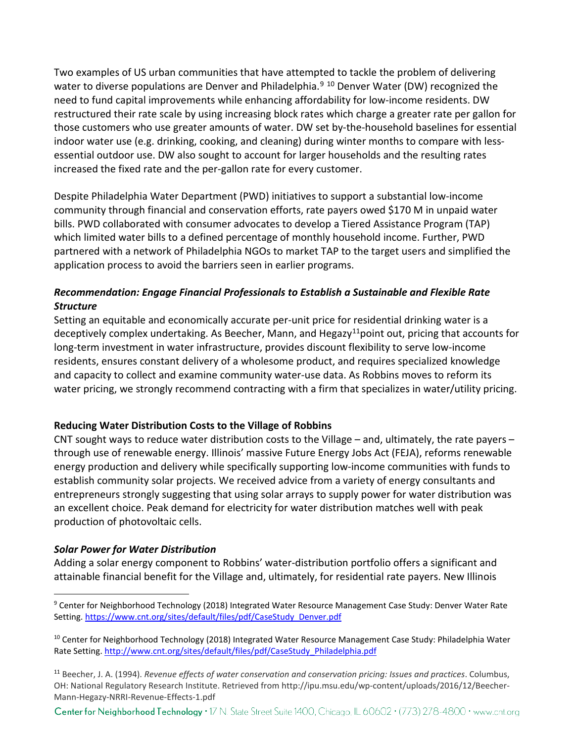Two examples of US urban communities that have attempted to tackle the problem of delivering water to diverse populations are Denver and Philadelphia.[9] [10] Denver Water (DW) recognized the need to fund capital improvements while enhancing affordability for low-income residents. DW restructured their rate scale by using increasing block rates which charge a greater rate per gallon for those customers who use greater amounts of water. DW set by-the-household baselines for essential indoor water use (e.g. drinking, cooking, and cleaning) during winter months to compare with less-essential outdoor use. DW also sought to account for larger households and the resulting rates increased the fixed rate and the per-gallon rate for every customer.

Despite Philadelphia Water Department (PWD) initiatives to support a substantial low-income community through financial and conservation efforts, rate payers owed $170 M in unpaid water bills. PWD collaborated with consumer advocates to develop a Tiered Assistance Program (TAP) which limited water bills to a defined percentage of monthly household income. Further, PWD partnered with a network of Philadelphia NGOs to market TAP to the target users and simplified the application process to avoid the barriers seen in earlier programs.

***Recommendation: Engage Financial Professionals to Establish a Sustainable and Flexible Rate Structure***

Setting an equitable and economically accurate per-unit price for residential drinking water is a deceptively complex undertaking. As Beecher, Mann, and Hegazy[11]point out, pricing that accounts for long-term investment in water infrastructure, provides discount flexibility to serve low-income residents, ensures constant delivery of a wholesome product, and requires specialized knowledge and capacity to collect and examine community water-use data. As Robbins moves to reform its water pricing, we strongly recommend contracting with a firm that specializes in water/utility pricing.

**Reducing Water Distribution Costs to the Village of Robbins**

CNT sought ways to reduce water distribution costs to the Village – and, ultimately, the rate payers – through use of renewable energy. Illinois' massive Future Energy Jobs Act (FEJA), reforms renewable energy production and delivery while specifically supporting low-income communities with funds to establish community solar projects. We received advice from a variety of energy consultants and entrepreneurs strongly suggesting that using solar arrays to supply power for water distribution was an excellent choice. Peak demand for electricity for water distribution matches well with peak production of photovoltaic cells.

***Solar Power for Water Distribution***

Adding a solar energy component to Robbins' water-distribution portfolio offers a significant and attainable financial benefit for the Village and, ultimately, for residential rate payers. New Illinois

---

[9] Center for Neighborhood Technology (2018) Integrated Water Resource Management Case Study: Denver Water Rate Setting. https://www.cnt.org/sites/default/files/pdf/CaseStudy_Denver.pdf

[10] Center for Neighborhood Technology (2018) Integrated Water Resource Management Case Study: Philadelphia Water Rate Setting. http://www.cnt.org/sites/default/files/pdf/CaseStudy_Philadelphia.pdf

[11] Beecher, J. A. (1994). *Revenue effects of water conservation and conservation pricing: Issues and practices*. Columbus, OH: National Regulatory Research Institute. Retrieved from http://ipu.msu.edu/wp-content/uploads/2016/12/Beecher-Mann-Hegazy-NRRI-Revenue-Effects-1.pdf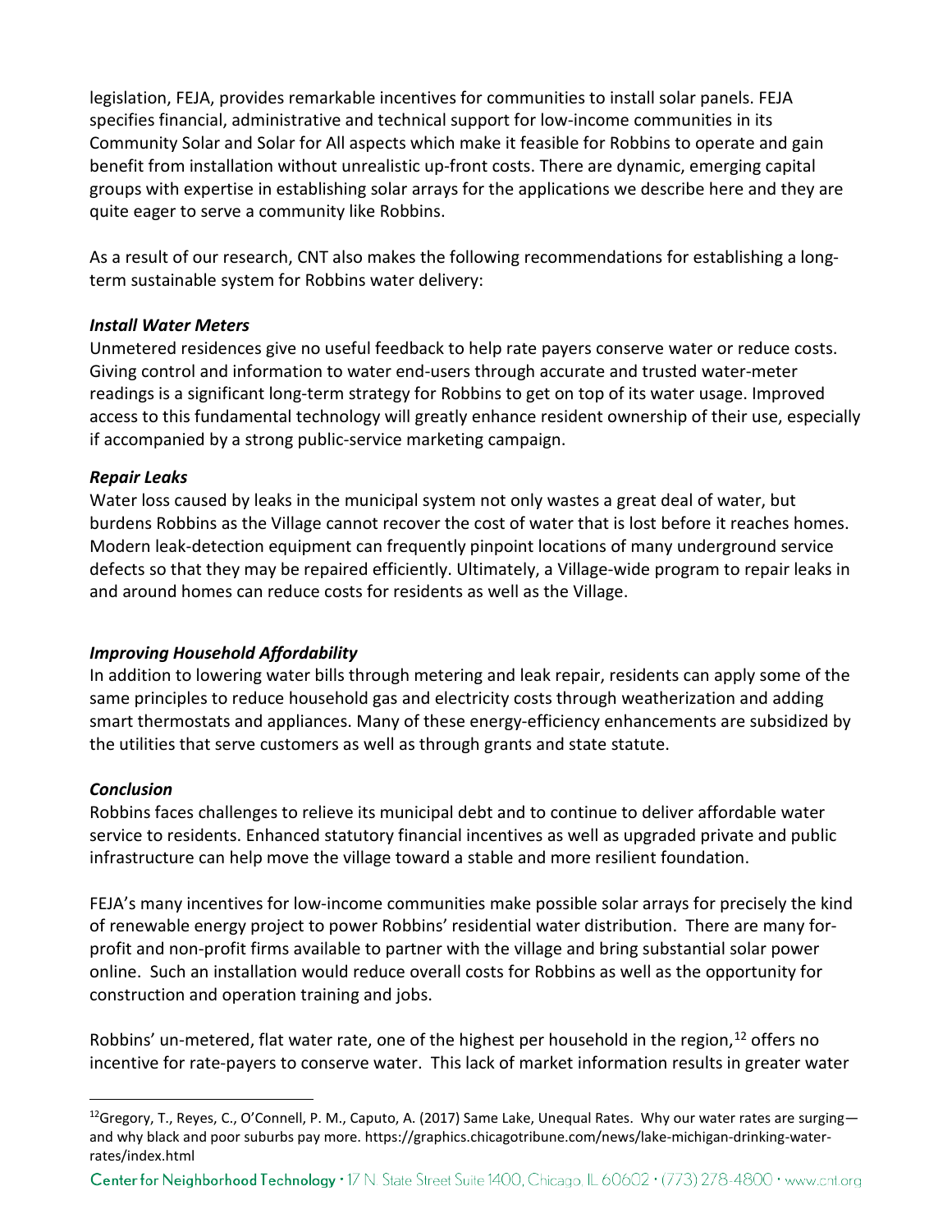legislation, FEJA, provides remarkable incentives for communities to install solar panels. FEJA specifies financial, administrative and technical support for low-income communities in its Community Solar and Solar for All aspects which make it feasible for Robbins to operate and gain benefit from installation without unrealistic up-front costs. There are dynamic, emerging capital groups with expertise in establishing solar arrays for the applications we describe here and they are quite eager to serve a community like Robbins.

As a result of our research, CNT also makes the following recommendations for establishing a long-term sustainable system for Robbins water delivery:

***Install Water Meters***

Unmetered residences give no useful feedback to help rate payers conserve water or reduce costs. Giving control and information to water end-users through accurate and trusted water-meter readings is a significant long-term strategy for Robbins to get on top of its water usage. Improved access to this fundamental technology will greatly enhance resident ownership of their use, especially if accompanied by a strong public-service marketing campaign.

***Repair Leaks***

Water loss caused by leaks in the municipal system not only wastes a great deal of water, but burdens Robbins as the Village cannot recover the cost of water that is lost before it reaches homes. Modern leak-detection equipment can frequently pinpoint locations of many underground service defects so that they may be repaired efficiently. Ultimately, a Village-wide program to repair leaks in and around homes can reduce costs for residents as well as the Village.

***Improving Household Affordability***

In addition to lowering water bills through metering and leak repair, residents can apply some of the same principles to reduce household gas and electricity costs through weatherization and adding smart thermostats and appliances. Many of these energy-efficiency enhancements are subsidized by the utilities that serve customers as well as through grants and state statute.

***Conclusion***

Robbins faces challenges to relieve its municipal debt and to continue to deliver affordable water service to residents. Enhanced statutory financial incentives as well as upgraded private and public infrastructure can help move the village toward a stable and more resilient foundation.

FEJA's many incentives for low-income communities make possible solar arrays for precisely the kind of renewable energy project to power Robbins' residential water distribution. There are many for-profit and non-profit firms available to partner with the village and bring substantial solar power online. Such an installation would reduce overall costs for Robbins as well as the opportunity for construction and operation training and jobs.

Robbins' un-metered, flat water rate, one of the highest per household in the region,[12] offers no incentive for rate-payers to conserve water. This lack of market information results in greater water

---

[12] Gregory, T., Reyes, C., O'Connell, P. M., Caputo, A. (2017) Same Lake, Unequal Rates. Why our water rates are surging—and why black and poor suburbs pay more. https://graphics.chicagotribune.com/news/lake-michigan-drinking-water-rates/index.html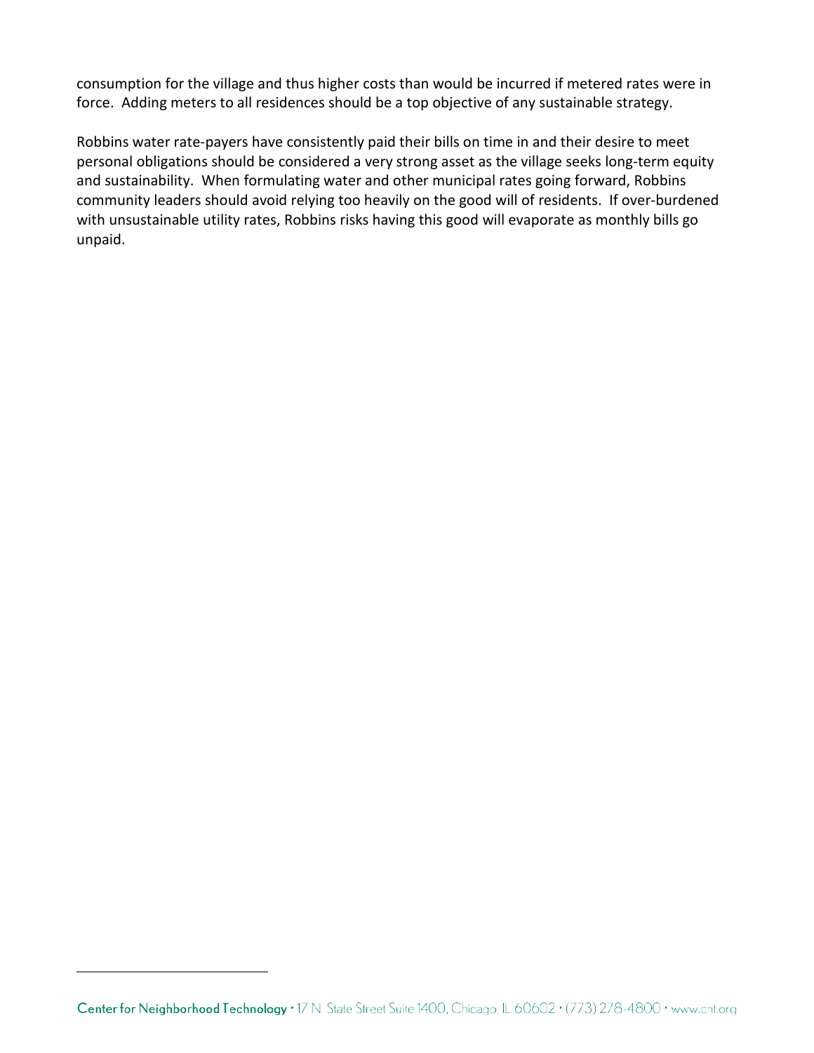consumption for the village and thus higher costs than would be incurred if metered rates were in force. Adding meters to all residences should be a top objective of any sustainable strategy.

Robbins water rate-payers have consistently paid their bills on time in and their desire to meet personal obligations should be considered a very strong asset as the village seeks long-term equity and sustainability. When formulating water and other municipal rates going forward, Robbins community leaders should avoid relying too heavily on the good will of residents. If over-burdened with unsustainable utility rates, Robbins risks having this good will evaporate as monthly bills go unpaid.